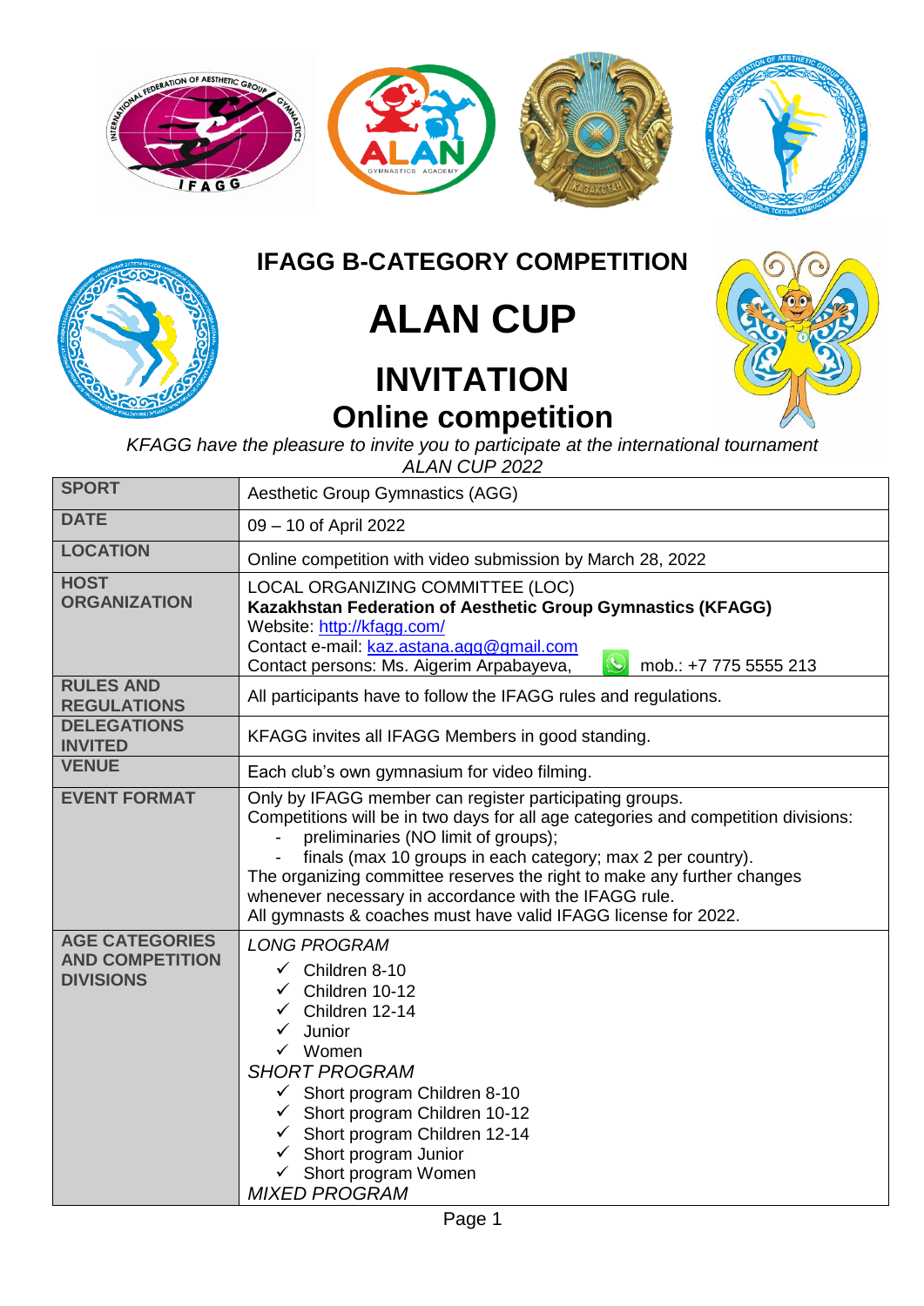# IFAGG B-CATEGORY COMPETITION

# ALAN CUP

# INVITATION

## Online competition

*KFAGG have the pleasure to invite you to participate at the international tournament ALAN CUP 2022*

| **SPORT** | Aesthetic Group Gymnastics (AGG) |
|---|---|
| **DATE** | 09 – 10 of April 2022 |
| **LOCATION** | Online competition with video submission by March 28, 2022 |
| **HOST ORGANIZATION** | LOCAL ORGANIZING COMMITTEE (LOC)<br>**Kazakhstan Federation of Aesthetic Group Gymnastics (KFAGG)**<br>Website: http://kfagg.com/<br>Contact e-mail: kaz.astana.agg@gmail.com<br>Contact persons: Ms. Aigerim Arpabayeva, mob.: +7 775 5555 213 |
| **RULES AND REGULATIONS** | All participants have to follow the IFAGG rules and regulations. |
| **DELEGATIONS INVITED** | KFAGG invites all IFAGG Members in good standing. |
| **VENUE** | Each club's own gymnasium for video filming. |
| **EVENT FORMAT** | Only by IFAGG member can register participating groups.<br>Competitions will be in two days for all age categories and competition divisions:<br>- preliminaries (NO limit of groups);<br>- finals (max 10 groups in each category; max 2 per country).<br>The organizing committee reserves the right to make any further changes whenever necessary in accordance with the IFAGG rule.<br>All gymnasts & coaches must have valid IFAGG license for 2022. |
| **AGE CATEGORIES AND COMPETITION DIVISIONS** | *LONG PROGRAM*<br>✓ Children 8-10<br>✓ Children 10-12<br>✓ Children 12-14<br>✓ Junior<br>✓ Women<br>*SHORT PROGRAM*<br>✓ Short program Children 8-10<br>✓ Short program Children 10-12<br>✓ Short program Children 12-14<br>✓ Short program Junior<br>✓ Short program Women<br>*MIXED PROGRAM* |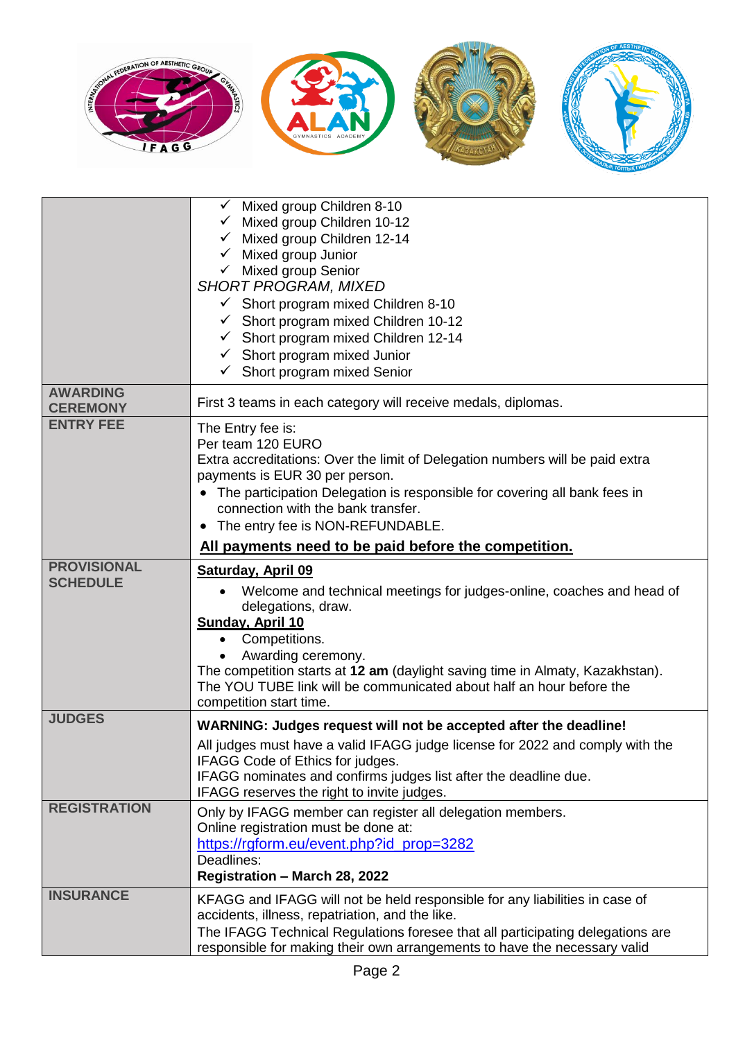| | |
|---|---|
| | ✓ Mixed group Children 8-10<br>✓ Mixed group Children 10-12<br>✓ Mixed group Children 12-14<br>✓ Mixed group Junior<br>✓ Mixed group Senior<br>*SHORT PROGRAM, MIXED*<br>✓ Short program mixed Children 8-10<br>✓ Short program mixed Children 10-12<br>✓ Short program mixed Children 12-14<br>✓ Short program mixed Junior<br>✓ Short program mixed Senior |
| **AWARDING CEREMONY** | First 3 teams in each category will receive medals, diplomas. |
| **ENTRY FEE** | The Entry fee is:<br>Per team 120 EURO<br>Extra accreditations: Over the limit of Delegation numbers will be paid extra payments is EUR 30 per person.<br>• The participation Delegation is responsible for covering all bank fees in connection with the bank transfer.<br>• The entry fee is NON-REFUNDABLE.<br>**<u>All payments need to be paid before the competition.</u>** |
| **PROVISIONAL SCHEDULE** | **<u>Saturday, April 09</u>**<br>• Welcome and technical meetings for judges-online, coaches and head of delegations, draw.<br>**<u>Sunday, April 10</u>**<br>• Competitions.<br>• Awarding ceremony.<br>The competition starts at **12 am** (daylight saving time in Almaty, Kazakhstan).<br>The YOU TUBE link will be communicated about half an hour before the competition start time. |
| **JUDGES** | **WARNING: Judges request will not be accepted after the deadline!**<br>All judges must have a valid IFAGG judge license for 2022 and comply with the IFAGG Code of Ethics for judges.<br>IFAGG nominates and confirms judges list after the deadline due.<br>IFAGG reserves the right to invite judges. |
| **REGISTRATION** | Only by IFAGG member can register all delegation members.<br>Online registration must be done at:<br>https://rgform.eu/event.php?id_prop=3282<br>Deadlines:<br>**Registration – March 28, 2022** |
| **INSURANCE** | KFAGG and IFAGG will not be held responsible for any liabilities in case of accidents, illness, repatriation, and the like.<br>The IFAGG Technical Regulations foresee that all participating delegations are responsible for making their own arrangements to have the necessary valid |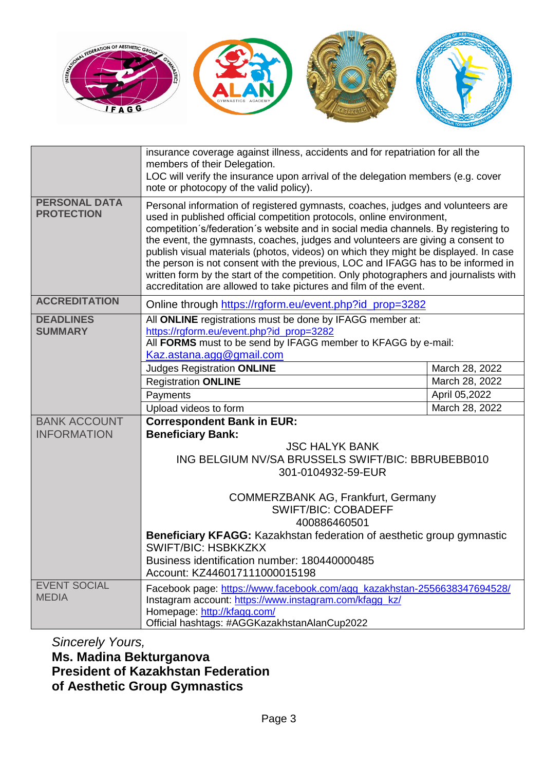| | | |
|---|---|---|
| | insurance coverage against illness, accidents and for repatriation for all the members of their Delegation.<br>LOC will verify the insurance upon arrival of the delegation members (e.g. cover note or photocopy of the valid policy). | |
| **PERSONAL DATA PROTECTION** | Personal information of registered gymnasts, coaches, judges and volunteers are used in published official competition protocols, online environment, competition´s/federation´s website and in social media channels. By registering to the event, the gymnasts, coaches, judges and volunteers are giving a consent to publish visual materials (photos, videos) on which they might be displayed. In case the person is not consent with the previous, LOC and IFAGG has to be informed in written form by the start of the competition. Only photographers and journalists with accreditation are allowed to take pictures and film of the event. | |
| **ACCREDITATION** | Online through https://rgform.eu/event.php?id_prop=3282 | |
| **DEADLINES SUMMARY** | All **ONLINE** registrations must be done by IFAGG member at: https://rgform.eu/event.php?id_prop=3282<br>All **FORMS** must to be send by IFAGG member to KFAGG by e-mail: Kaz.astana.agg@gmail.com | |
| | Judges Registration **ONLINE** | March 28, 2022 |
| | Registration **ONLINE** | March 28, 2022 |
| | Payments | April 05,2022 |
| | Upload videos to form | March 28, 2022 |
| BANK ACCOUNT INFORMATION | **Correspondent Bank in EUR:**<br>**Beneficiary Bank:**<br>JSC HALYK BANK<br>ING BELGIUM NV/SA BRUSSELS SWIFT/BIC: BBRUBEBB010<br>301-0104932-59-EUR<br><br>COMMERZBANK AG, Frankfurt, Germany<br>SWIFT/BIC: COBADEFF<br>400886460501<br>**Beneficiary KFAGG:** Kazakhstan federation of aesthetic group gymnastic<br>SWIFT/BIC: HSBKKZKX<br>Business identification number: 180440000485<br>Account: KZ446017111000015198 | |
| EVENT SOCIAL MEDIA | Facebook page: https://www.facebook.com/agg_kazakhstan-2556638347694528/<br>Instagram account: https://www.instagram.com/kfagg_kz/<br>Homepage: http://kfagg.com/<br>Official hashtags: #AGGKazakhstanAlanCup2022 | |

*Sincerely Yours,*

**Ms. Madina Bekturganova**
**President of Kazakhstan Federation**
**of Aesthetic Group Gymnastics**